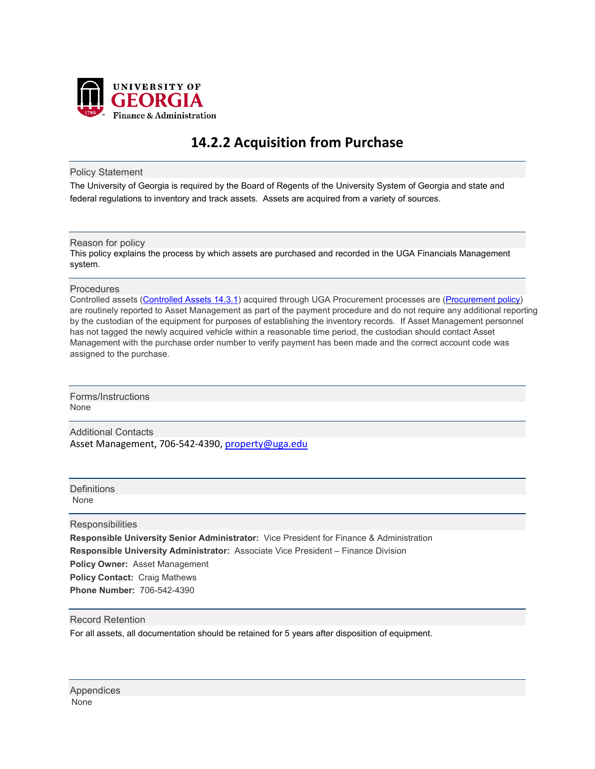UNIVERSITY OF GEORGIA
Finance & Administration

# 14.2.2 Acquisition from Purchase

## Policy Statement

The University of Georgia is required by the Board of Regents of the University System of Georgia and state and federal regulations to inventory and track assets. Assets are acquired from a variety of sources.

## Reason for policy

This policy explains the process by which assets are purchased and recorded in the UGA Financials Management system.

## Procedures

Controlled assets (Controlled Assets 14.3.1) acquired through UGA Procurement processes are (Procurement policy) are routinely reported to Asset Management as part of the payment procedure and do not require any additional reporting by the custodian of the equipment for purposes of establishing the inventory records. If Asset Management personnel has not tagged the newly acquired vehicle within a reasonable time period, the custodian should contact Asset Management with the purchase order number to verify payment has been made and the correct account code was assigned to the purchase.

## Forms/Instructions

None

## Additional Contacts

Asset Management, 706-542-4390, property@uga.edu

## Definitions

None

## Responsibilities

**Responsible University Senior Administrator:** Vice President for Finance & Administration
**Responsible University Administrator:** Associate Vice President – Finance Division
**Policy Owner:** Asset Management
**Policy Contact:** Craig Mathews
**Phone Number:** 706-542-4390

## Record Retention

For all assets, all documentation should be retained for 5 years after disposition of equipment.

## Appendices

None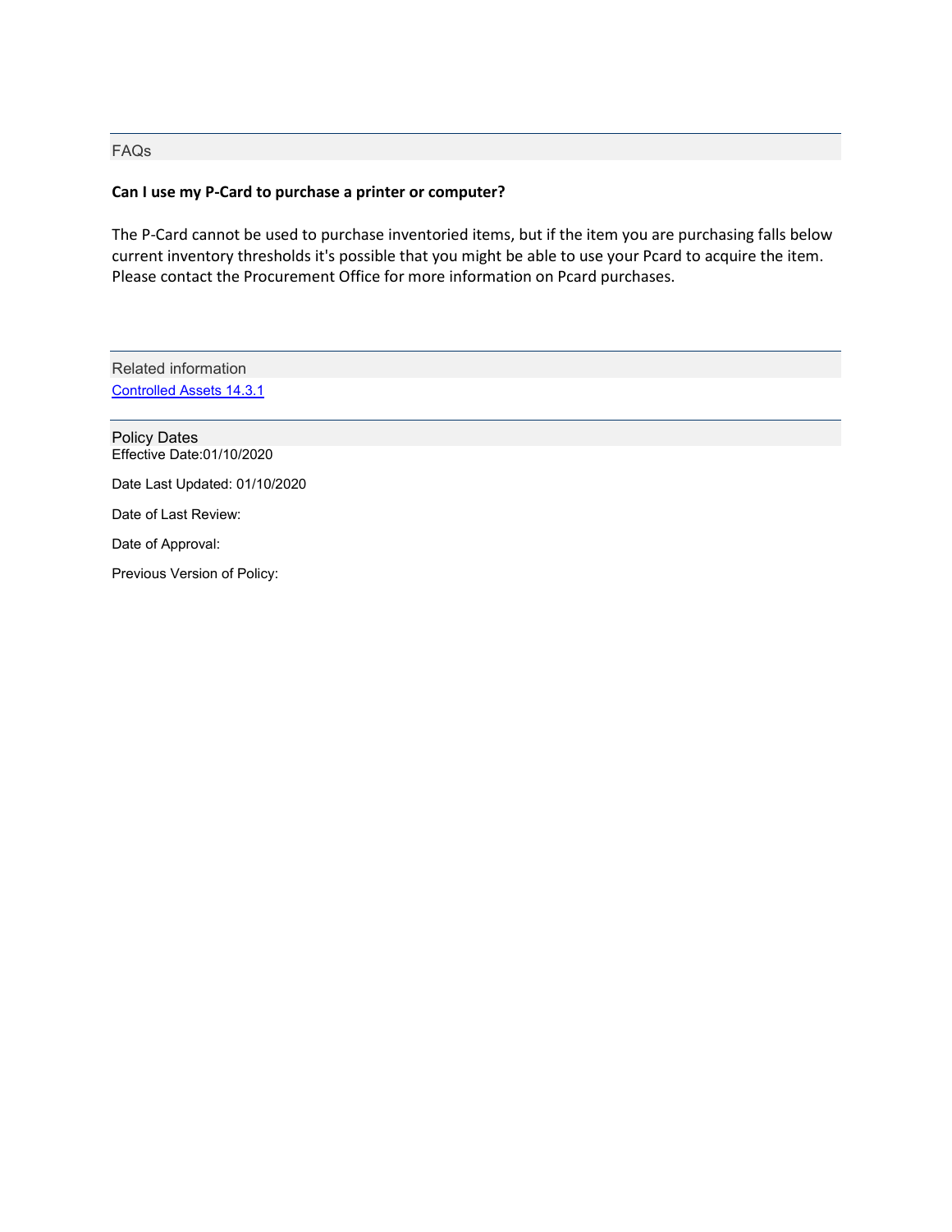## FAQs

**Can I use my P-Card to purchase a printer or computer?**

The P-Card cannot be used to purchase inventoried items, but if the item you are purchasing falls below current inventory thresholds it's possible that you might be able to use your Pcard to acquire the item. Please contact the Procurement Office for more information on Pcard purchases.

## Related information

[Controlled Assets 14.3.1]

## Policy Dates

Effective Date:01/10/2020

Date Last Updated: 01/10/2020

Date of Last Review:

Date of Approval:

Previous Version of Policy: